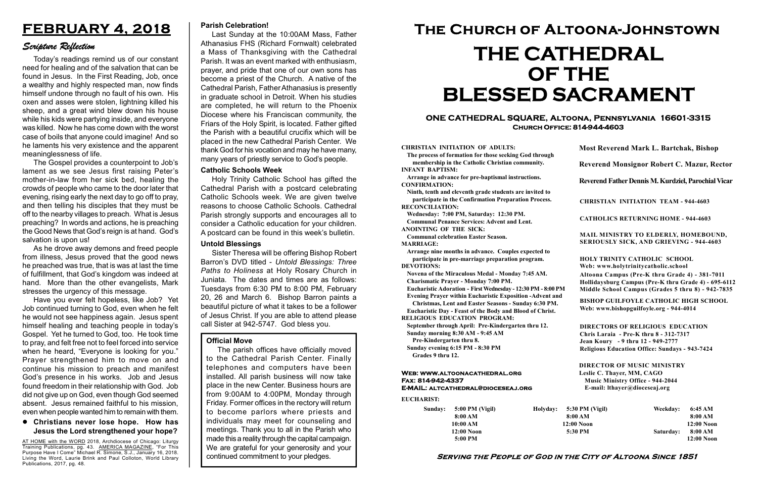# FEBRUARY 4, 2018

## Scripture Reflection

Today's readings remind us of our constant need for healing and of the salvation that can be found in Jesus. In the First Reading, Job, once a wealthy and highly respected man, now finds himself undone through no fault of his own. His oxen and asses were stolen, lightning killed his sheep, and a great wind blew down his house while his kids were partying inside, and everyone was killed. Now he has come down with the worst case of boils that anyone could imagine! And so he laments his very existence and the apparent meaninglessness of life.

The Gospel provides a counterpoint to Job's lament as we see Jesus first raising Peter's mother-in-law from her sick bed, healing the crowds of people who came to the door later that evening, rising early the next day to go off to pray, and then telling his disciples that they must be off to the nearby villages to preach. What is Jesus preaching? In words and actions, he is preaching the Good News that God's reign is at hand. God's salvation is upon us!

As he drove away demons and freed people from illness, Jesus proved that the good news he preached was true, that is was at last the time of fulfillment, that God's kingdom was indeed at hand. More than the other evangelists, Mark stresses the urgency of this message.

Have you ever felt hopeless, like Job? Yet Job continued turning to God, even when he felt he would not see happiness again. Jesus spent himself healing and teaching people in today's Gospel. Yet he turned to God, too. He took time to pray, and felt free not to feel forced into service when he heard, "Everyone is looking for you." Prayer strengthened him to move on and continue his mission to preach and manifest God's presence in his works. Job and Jesus found freedom in their relationship with God. Job did not give up on God, even though God seemed absent. Jesus remained faithful to his mission, even when people wanted him to remain with them.

- **Christians never lose hope. How has Jesus the Lord strengthened your hope?**

AT HOME with the WORD 2018, Archdiocese of Chicago: Liturgy Training Publications, pg. 43. AMERICA MAGAZINE, "For This Purpose Have I Come" Michael R. Simone, S.J., January 16, 2018. Living the Word, Laurie Brink and Paul Colloton, World Library Publications, 2017, pg. 48.

### Parish Celebration!

Last Sunday at the 10:00AM Mass, Father Athanasius FHS (Richard Fornwalt) celebrated a Mass of Thanksgiving with the Cathedral Parish. It was an event marked with enthusiasm, prayer, and pride that one of our own sons has become a priest of the Church. A native of the Cathedral Parish, Father Athanasius is presently in graduate school in Detroit. When his studies are completed, he will return to the Phoenix Diocese where his Franciscan community, the Friars of the Holy Spirit, is located. Father gifted the Parish with a beautiful crucifix which will be placed in the new Cathedral Parish Center. We thank God for his vocation and may he have many, many years of priestly service to God's people.

### Catholic Schools Week

Holy Trinity Catholic School has gifted the Cathedral Parish with a postcard celebrating Catholic Schools week. We are given twelve reasons to choose Catholic Schools. Cathedral Parish strongly supports and encourages all to consider a Catholic education for your children. A postcard can be found in this week's bulletin.

### Untold Blessings

Sister Theresa will be offering Bishop Robert Barron's DVD titled - *Untold Blessings: Three Paths to Holiness* at Holy Rosary Church in Juniata. The dates and times are as follows: Tuesdays from 6:30 PM to 8:00 PM, February 20, 26 and March 6. Bishop Barron paints a beautiful picture of what it takes to be a follower of Jesus Christ. If you are able to attend please call Sister at 942-5747. God bless you.

### Official Move

The parish offices have officially moved to the Cathedral Parish Center. Finally telephones and computers have been installed. All parish business will now take place in the new Center. Business hours are from 9:00AM to 4:00PM, Monday through Friday. Former offices in the rectory will return to become parlors where priests and individuals may meet for counseling and meetings. Thank you to all in the Parish who made this a reality through the capital campaign. We are grateful for your generosity and your continued commitment to your pledges.

# The Church of Altoona-Johnstown

# THE CATHEDRAL OF THE BLESSED SACRAMENT

**ONE CATHEDRAL SQUARE, Altoona, Pennsylvania 16601-3315**
**Church Office: 814-944-4603**

**CHRISTIAN INITIATION OF ADULTS:**
The process of formation for those seeking God through membership in the Catholic Christian community.
**INFANT BAPTISM:**
Arrange in advance for pre-baptismal instructions.
**CONFIRMATION:**
Ninth, tenth and eleventh grade students are invited to participate in the Confirmation Preparation Process.
**RECONCILIATION:**
Wednesday: 7:00 PM, Saturday: 12:30 PM.
Communal Penance Services: Advent and Lent.
**ANOINTING OF THE SICK:**
Communal celebration Easter Season.
**MARRIAGE:**
Arrange nine months in advance. Couples expected to participate in pre-marriage preparation program.
**DEVOTIONS:**
Novena of the Miraculous Medal - Monday 7:45 AM.
Charismatic Prayer - Monday 7:00 PM.
Eucharistic Adoration - First Wednesday - 12:30 PM - 8:00 PM
Evening Prayer within Eucharistic Exposition -Advent and Christmas, Lent and Easter Seasons - Sunday 6:30 PM.
Eucharistic Day - Feast of the Body and Blood of Christ.
**RELIGIOUS EDUCATION PROGRAM:**
September through April: Pre-Kindergarten thru 12.
Sunday morning 8:30 AM - 9:45 AM
Pre-Kindergarten thru 8.
Sunday evening 6:15 PM - 8:30 PM
Grades 9 thru 12.

**Web: www.altoonacathedral.org**
**Fax: 814-942-4337**
**E-MAIL: altcathedral@dioceseaj.org**

**Most Reverend Mark L. Bartchak, Bishop**

**Reverend Monsignor Robert C. Mazur, Rector**

**Reverend Father Dennis M. Kurdziel, Parochial Vicar**

**CHRISTIAN INITIATION TEAM - 944-4603**

**CATHOLICS RETURNING HOME - 944-4603**

**MAIL MINISTRY TO ELDERLY, HOMEBOUND, SERIOUSLY SICK, AND GRIEVING - 944-4603**

**HOLY TRINITY CATHOLIC SCHOOL**
**Web: www.holytrinitycatholic.school**
**Altoona Campus (Pre-K thru Grade 4) - 381-7011**
**Hollidaysburg Campus (Pre-K thru Grade 4) - 695-6112**
**Middle School Campus (Grades 5 thru 8) - 942-7835**

**BISHOP GUILFOYLE CATHOLIC HIGH SCHOOL**
**Web: www.bishopguilfoyle.org - 944-4014**

**DIRECTORS OF RELIGIOUS EDUCATION**
**Chris Laraia - Pre-K thru 8 - 312-7317**
**Jean Koury - 9 thru 12 - 949-2777**
**Religious Education Office: Sundays - 943-7424**

**DIRECTOR OF MUSIC MINISTRY**
**Leslie C. Thayer, MM, CAGO**
**Music Ministry Office - 944-2044**
**E-mail: lthayer@dioceseaj.org**

**EUCHARIST:**

| Sunday: | | Holyday: | | Weekday: | |
|---|---|---|---|---|---|
| | 5:00 PM (Vigil) | | 5:30 PM (Vigil) | | 6:45 AM |
| | 8:00 AM | | 8:00 AM | | 8:00 AM |
| | 10:00 AM | | 12:00 Noon | | 12:00 Noon |
| | 12:00 Noon | | 5:30 PM | Saturday: | 8:00 AM |
| | 5:00 PM | | | | 12:00 Noon |

**Serving the People of God in the City of Altoona Since 1851**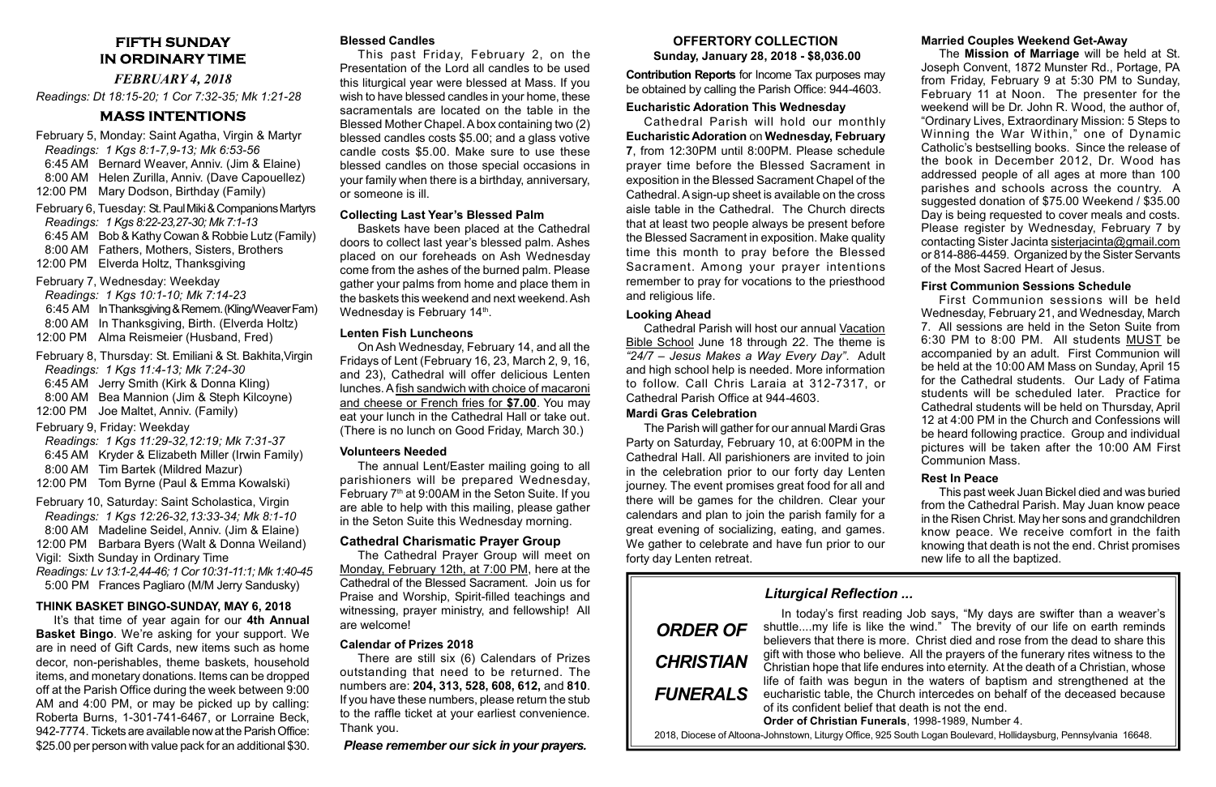# FIFTH SUNDAY IN ORDINARY TIME

*FEBRUARY 4, 2018*

*Readings: Dt 18:15-20; 1 Cor 7:32-35; Mk 1:21-28*

## MASS INTENTIONS

February 5, Monday: Saint Agatha, Virgin & Martyr
*Readings: 1 Kgs 8:1-7,9-13; Mk 6:53-56*
6:45 AM Bernard Weaver, Anniv. (Jim & Elaine)
8:00 AM Helen Zurilla, Anniv. (Dave Capouellez)
12:00 PM Mary Dodson, Birthday (Family)

February 6, Tuesday: St. Paul Miki & Companions Martyrs
*Readings: 1 Kgs 8:22-23,27-30; Mk 7:1-13*
6:45 AM Bob & Kathy Cowan & Robbie Lutz (Family)
8:00 AM Fathers, Mothers, Sisters, Brothers
12:00 PM Elverda Holtz, Thanksgiving

February 7, Wednesday: Weekday
*Readings: 1 Kgs 10:1-10; Mk 7:14-23*
6:45 AM In Thanksgiving & Remem. (Kling/Weaver Fam)
8:00 AM In Thanksgiving, Birth. (Elverda Holtz)
12:00 PM Alma Reismeier (Husband, Fred)

February 8, Thursday: St. Emiliani & St. Bakhita,Virgin
*Readings: 1 Kgs 11:4-13; Mk 7:24-30*
6:45 AM Jerry Smith (Kirk & Donna Kling)
8:00 AM Bea Mannion (Jim & Steph Kilcoyne)
12:00 PM Joe Maltet, Anniv. (Family)

February 9, Friday: Weekday
*Readings: 1 Kgs 11:29-32,12:19; Mk 7:31-37*
6:45 AM Kryder & Elizabeth Miller (Irwin Family)
8:00 AM Tim Bartek (Mildred Mazur)
12:00 PM Tom Byrne (Paul & Emma Kowalski)

February 10, Saturday: Saint Scholastica, Virgin
*Readings: 1 Kgs 12:26-32,13:33-34; Mk 8:1-10*
8:00 AM Madeline Seidel, Anniv. (Jim & Elaine)
12:00 PM Barbara Byers (Walt & Donna Weiland)
Vigil: Sixth Sunday in Ordinary Time
*Readings: Lv 13:1-2,44-46; 1 Cor 10:31-11:1; Mk 1:40-45*
5:00 PM Frances Pagliaro (M/M Jerry Sandusky)

### THINK BASKET BINGO-SUNDAY, MAY 6, 2018

It's that time of year again for our **4th Annual Basket Bingo**. We're asking for your support. We are in need of Gift Cards, new items such as home decor, non-perishables, theme baskets, household items, and monetary donations. Items can be dropped off at the Parish Office during the week between 9:00 AM and 4:00 PM, or may be picked up by calling: Roberta Burns, 1-301-741-6467, or Lorraine Beck, 942-7774. Tickets are available now at the Parish Office: $25.00 per person with value pack for an additional $30.

### Blessed Candles

This past Friday, February 2, on the Presentation of the Lord all candles to be used this liturgical year were blessed at Mass. If you wish to have blessed candles in your home, these sacramentals are located on the table in the Blessed Mother Chapel. A box containing two (2) blessed candles costs $5.00; and a glass votive candle costs $5.00. Make sure to use these blessed candles on those special occasions in your family when there is a birthday, anniversary, or someone is ill.

### Collecting Last Year's Blessed Palm

Baskets have been placed at the Cathedral doors to collect last year's blessed palm. Ashes placed on our foreheads on Ash Wednesday come from the ashes of the burned palm. Please gather your palms from home and place them in the baskets this weekend and next weekend. Ash Wednesday is February 14th.

### Lenten Fish Luncheons

On Ash Wednesday, February 14, and all the Fridays of Lent (February 16, 23, March 2, 9, 16, and 23), Cathedral will offer delicious Lenten lunches. A fish sandwich with choice of macaroni and cheese or French fries for **$7.00**. You may eat your lunch in the Cathedral Hall or take out. (There is no lunch on Good Friday, March 30.)

### Volunteers Needed

The annual Lent/Easter mailing going to all parishioners will be prepared Wednesday, February 7th at 9:00AM in the Seton Suite. If you are able to help with this mailing, please gather in the Seton Suite this Wednesday morning.

### Cathedral Charismatic Prayer Group

The Cathedral Prayer Group will meet on Monday, February 12th, at 7:00 PM, here at the Cathedral of the Blessed Sacrament. Join us for Praise and Worship, Spirit-filled teachings and witnessing, prayer ministry, and fellowship! All are welcome!

### Calendar of Prizes 2018

There are still six (6) Calendars of Prizes outstanding that need to be returned. The numbers are: **204, 313, 528, 608, 612,** and **810**. If you have these numbers, please return the stub to the raffle ticket at your earliest convenience. Thank you.

***Please remember our sick in your prayers.***

### OFFERTORY COLLECTION
**Sunday, January 28, 2018 - $8,036.00**

**Contribution Reports** for Income Tax purposes may be obtained by calling the Parish Office: 944-4603.

### Eucharistic Adoration This Wednesday

Cathedral Parish will hold our monthly **Eucharistic Adoration** on **Wednesday, February 7**, from 12:30PM until 8:00PM. Please schedule prayer time before the Blessed Sacrament in exposition in the Blessed Sacrament Chapel of the Cathedral. A sign-up sheet is available on the cross aisle table in the Cathedral. The Church directs that at least two people always be present before the Blessed Sacrament in exposition. Make quality time this month to pray before the Blessed Sacrament. Among your prayer intentions remember to pray for vocations to the priesthood and religious life.

### Looking Ahead

Cathedral Parish will host our annual Vacation Bible School June 18 through 22. The theme is *"24/7 – Jesus Makes a Way Every Day"*. Adult and high school help is needed. More information to follow. Call Chris Laraia at 312-7317, or Cathedral Parish Office at 944-4603.

### Mardi Gras Celebration

The Parish will gather for our annual Mardi Gras Party on Saturday, February 10, at 6:00PM in the Cathedral Hall. All parishioners are invited to join in the celebration prior to our forty day Lenten journey. The event promises great food for all and there will be games for the children. Clear your calendars and plan to join the parish family for a great evening of socializing, eating, and games. We gather to celebrate and have fun prior to our forty day Lenten retreat.

### Married Couples Weekend Get-Away

The **Mission of Marriage** will be held at St. Joseph Convent, 1872 Munster Rd., Portage, PA from Friday, February 9 at 5:30 PM to Sunday, February 11 at Noon. The presenter for the weekend will be Dr. John R. Wood, the author of, "Ordinary Lives, Extraordinary Mission: 5 Steps to Winning the War Within," one of Dynamic Catholic's bestselling books. Since the release of the book in December 2012, Dr. Wood has addressed people of all ages at more than 100 parishes and schools across the country. A suggested donation of $75.00 Weekend / $35.00 Day is being requested to cover meals and costs. Please register by Wednesday, February 7 by contacting Sister Jacinta sisterjacinta@gmail.com or 814-886-4459. Organized by the Sister Servants of the Most Sacred Heart of Jesus.

### First Communion Sessions Schedule

First Communion sessions will be held Wednesday, February 21, and Wednesday, March 7. All sessions are held in the Seton Suite from 6:30 PM to 8:00 PM. All students MUST be accompanied by an adult. First Communion will be held at the 10:00 AM Mass on Sunday, April 15 for the Cathedral students. Our Lady of Fatima students will be scheduled later. Practice for Cathedral students will be held on Thursday, April 12 at 4:00 PM in the Church and Confessions will be heard following practice. Group and individual pictures will be taken after the 10:00 AM First Communion Mass.

### Rest In Peace

This past week Juan Bickel died and was buried from the Cathedral Parish. May Juan know peace in the Risen Christ. May her sons and grandchildren know peace. We receive comfort in the faith knowing that death is not the end. Christ promises new life to all the baptized.

### *Liturgical Reflection ...*

***ORDER OF CHRISTIAN FUNERALS***

In today's first reading Job says, "My days are swifter than a weaver's shuttle....my life is like the wind." The brevity of our life on earth reminds believers that there is more. Christ died and rose from the dead to share this gift with those who believe. All the prayers of the funerary rites witness to the Christian hope that life endures into eternity. At the death of a Christian, whose life of faith was begun in the waters of baptism and strengthened at the eucharistic table, the Church intercedes on behalf of the deceased because of its confident belief that death is not the end.

**Order of Christian Funerals**, 1998-1989, Number 4.

2018, Diocese of Altoona-Johnstown, Liturgy Office, 925 South Logan Boulevard, Hollidaysburg, Pennsylvania 16648.